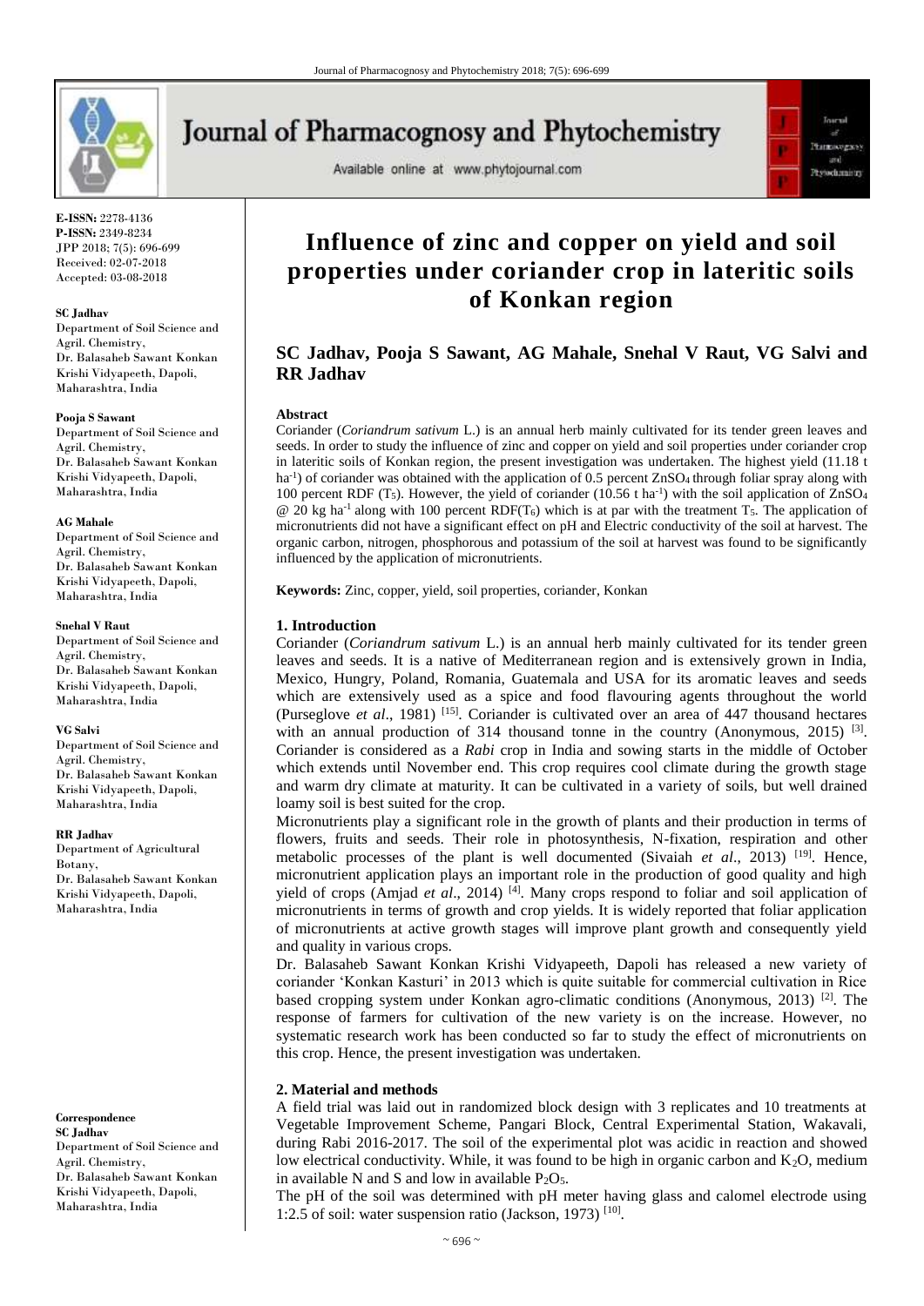E-ISSN: 2278-4136
P-ISSN: 2349-8234
JPP 2018; 7(5): 696-699
Received: 02-07-2018
Accepted: 03-08-2018

**SC Jadhav**
Department of Soil Science and Agril. Chemistry, Dr. Balasaheb Sawant Konkan Krishi Vidyapeeth, Dapoli, Maharashtra, India

**Pooja S Sawant**
Department of Soil Science and Agril. Chemistry, Dr. Balasaheb Sawant Konkan Krishi Vidyapeeth, Dapoli, Maharashtra, India

**AG Mahale**
Department of Soil Science and Agril. Chemistry, Dr. Balasaheb Sawant Konkan Krishi Vidyapeeth, Dapoli, Maharashtra, India

**Snehal V Raut**
Department of Soil Science and Agril. Chemistry, Dr. Balasaheb Sawant Konkan Krishi Vidyapeeth, Dapoli, Maharashtra, India

**VG Salvi**
Department of Soil Science and Agril. Chemistry, Dr. Balasaheb Sawant Konkan Krishi Vidyapeeth, Dapoli, Maharashtra, India

**RR Jadhav**
Department of Agricultural Botany, Dr. Balasaheb Sawant Konkan Krishi Vidyapeeth, Dapoli, Maharashtra, India

**Correspondence**
**SC Jadhav**
Department of Soil Science and Agril. Chemistry, Dr. Balasaheb Sawant Konkan Krishi Vidyapeeth, Dapoli, Maharashtra, India

# Influence of zinc and copper on yield and soil properties under coriander crop in lateritic soils of Konkan region

## SC Jadhav, Pooja S Sawant, AG Mahale, Snehal V Raut, VG Salvi and RR Jadhav

### Abstract

Coriander (*Coriandrum sativum* L.) is an annual herb mainly cultivated for its tender green leaves and seeds. In order to study the influence of zinc and copper on yield and soil properties under coriander crop in lateritic soils of Konkan region, the present investigation was undertaken. The highest yield (11.18 t $ha^{-1}$) of coriander was obtained with the application of 0.5 percent $ZnSO_4$ through foliar spray along with 100 percent RDF ($T_5$). However, the yield of coriander (10.56 t $ha^{-1}$) with the soil application of $ZnSO_4$ @ 20 kg $ha^{-1}$ along with 100 percent RDF($T_6$) which is at par with the treatment $T_5$. The application of micronutrients did not have a significant effect on pH and Electric conductivity of the soil at harvest. The organic carbon, nitrogen, phosphorous and potassium of the soil at harvest was found to be significantly influenced by the application of micronutrients.

**Keywords:** Zinc, copper, yield, soil properties, coriander, Konkan

### 1. Introduction

Coriander (*Coriandrum sativum* L.) is an annual herb mainly cultivated for its tender green leaves and seeds. It is a native of Mediterranean region and is extensively grown in India, Mexico, Hungry, Poland, Romania, Guatemala and USA for its aromatic leaves and seeds which are extensively used as a spice and food flavouring agents throughout the world (Purseglove *et al*., 1981) [15]. Coriander is cultivated over an area of 447 thousand hectares with an annual production of 314 thousand tonne in the country (Anonymous, 2015) [3]. Coriander is considered as a *Rabi* crop in India and sowing starts in the middle of October which extends until November end. This crop requires cool climate during the growth stage and warm dry climate at maturity. It can be cultivated in a variety of soils, but well drained loamy soil is best suited for the crop.

Micronutrients play a significant role in the growth of plants and their production in terms of flowers, fruits and seeds. Their role in photosynthesis, N-fixation, respiration and other metabolic processes of the plant is well documented (Sivaiah *et al*., 2013) [19]. Hence, micronutrient application plays an important role in the production of good quality and high yield of crops (Amjad *et al*., 2014) [4]. Many crops respond to foliar and soil application of micronutrients in terms of growth and crop yields. It is widely reported that foliar application of micronutrients at active growth stages will improve plant growth and consequently yield and quality in various crops.

Dr. Balasaheb Sawant Konkan Krishi Vidyapeeth, Dapoli has released a new variety of coriander 'Konkan Kasturi' in 2013 which is quite suitable for commercial cultivation in Rice based cropping system under Konkan agro-climatic conditions (Anonymous, 2013) [2]. The response of farmers for cultivation of the new variety is on the increase. However, no systematic research work has been conducted so far to study the effect of micronutrients on this crop. Hence, the present investigation was undertaken.

### 2. Material and methods

A field trial was laid out in randomized block design with 3 replicates and 10 treatments at Vegetable Improvement Scheme, Pangari Block, Central Experimental Station, Wakavali, during Rabi 2016-2017. The soil of the experimental plot was acidic in reaction and showed low electrical conductivity. While, it was found to be high in organic carbon and $K_2O$, medium in available N and S and low in available $P_2O_5$.

The pH of the soil was determined with pH meter having glass and calomel electrode using 1:2.5 of soil: water suspension ratio (Jackson, 1973) [10].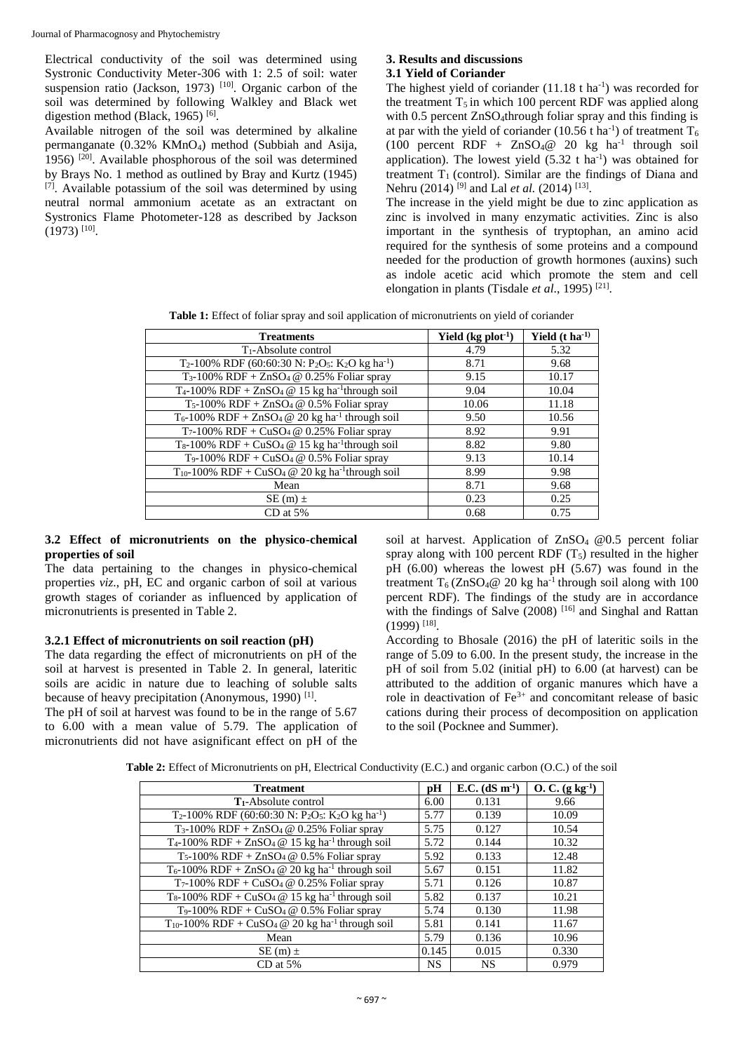Electrical conductivity of the soil was determined using Systronic Conductivity Meter-306 with 1: 2.5 of soil: water suspension ratio (Jackson, 1973) [10]. Organic carbon of the soil was determined by following Walkley and Black wet digestion method (Black, 1965) [6].

Available nitrogen of the soil was determined by alkaline permanganate (0.32% $KMnO_4$) method (Subbiah and Asija, 1956) [20]. Available phosphorous of the soil was determined by Brays No. 1 method as outlined by Bray and Kurtz (1945) [7]. Available potassium of the soil was determined by using neutral normal ammonium acetate as an extractant on Systronics Flame Photometer-128 as described by Jackson (1973) [10].

## 3. Results and discussions

### 3.1 Yield of Coriander

The highest yield of coriander (11.18 t $ha^{-1}$) was recorded for the treatment $T_5$ in which 100 percent RDF was applied along with 0.5 percent $ZnSO_4$through foliar spray and this finding is at par with the yield of coriander (10.56 t $ha^{-1}$) of treatment $T_6$ (100 percent RDF + $ZnSO_4$@ 20 kg $ha^{-1}$ through soil application). The lowest yield (5.32 t $ha^{-1}$) was obtained for treatment $T_1$ (control). Similar are the findings of Diana and Nehru (2014) [9] and Lal *et al.* (2014) [13].

The increase in the yield might be due to zinc application as zinc is involved in many enzymatic activities. Zinc is also important in the synthesis of tryptophan, an amino acid required for the synthesis of some proteins and a compound needed for the production of growth hormones (auxins) such as indole acetic acid which promote the stem and cell elongation in plants (Tisdale *et al*., 1995) [21].

**Table 1:** Effect of foliar spray and soil application of micronutrients on yield of coriander

| Treatments | Yield (kg $plot^{-1}$) | Yield (t $ha^{-1}$) |
|---|---|---|
| $T_1$-Absolute control | 4.79 | 5.32 |
| $T_2$-100% RDF (60:60:30 N: $P_2O_5$: $K_2O$ kg $ha^{-1}$) | 8.71 | 9.68 |
| $T_3$-100% RDF + $ZnSO_4$ @ 0.25% Foliar spray | 9.15 | 10.17 |
| $T_4$-100% RDF + $ZnSO_4$ @ 15 kg $ha^{-1}$through soil | 9.04 | 10.04 |
| $T_5$-100% RDF + $ZnSO_4$ @ 0.5% Foliar spray | 10.06 | 11.18 |
| $T_6$-100% RDF + $ZnSO_4$ @ 20 kg $ha^{-1}$ through soil | 9.50 | 10.56 |
| $T_7$-100% RDF + $CuSO_4$ @ 0.25% Foliar spray | 8.92 | 9.91 |
| $T_8$-100% RDF + $CuSO_4$ @ 15 kg $ha^{-1}$through soil | 8.82 | 9.80 |
| $T_9$-100% RDF + $CuSO_4$ @ 0.5% Foliar spray | 9.13 | 10.14 |
| $T_{10}$-100% RDF + $CuSO_4$ @ 20 kg $ha^{-1}$through soil | 8.99 | 9.98 |
| Mean | 8.71 | 9.68 |
| SE (m) ± | 0.23 | 0.25 |
| CD at 5% | 0.68 | 0.75 |

### 3.2 Effect of micronutrients on the physico-chemical properties of soil

The data pertaining to the changes in physico-chemical properties *viz*., pH, EC and organic carbon of soil at various growth stages of coriander as influenced by application of micronutrients is presented in Table 2.

#### 3.2.1 Effect of micronutrients on soil reaction (pH)

The data regarding the effect of micronutrients on pH of the soil at harvest is presented in Table 2. In general, lateritic soils are acidic in nature due to leaching of soluble salts because of heavy precipitation (Anonymous, 1990) [1].

The pH of soil at harvest was found to be in the range of 5.67 to 6.00 with a mean value of 5.79. The application of micronutrients did not have asignificant effect on pH of the soil at harvest. Application of $ZnSO_4$ @0.5 percent foliar spray along with 100 percent RDF ($T_5$) resulted in the higher pH (6.00) whereas the lowest pH (5.67) was found in the treatment $T_6$ ($ZnSO_4$@ 20 kg $ha^{-1}$ through soil along with 100 percent RDF). The findings of the study are in accordance with the findings of Salve (2008) [16] and Singhal and Rattan (1999) [18].

According to Bhosale (2016) the pH of lateritic soils in the range of 5.09 to 6.00. In the present study, the increase in the pH of soil from 5.02 (initial pH) to 6.00 (at harvest) can be attributed to the addition of organic manures which have a role in deactivation of $Fe^{3+}$ and concomitant release of basic cations during their process of decomposition on application to the soil (Pocknee and Summer).

**Table 2:** Effect of Micronutrients on pH, Electrical Conductivity (E.C.) and organic carbon (O.C.) of the soil

| Treatment | pH | E.C. (dS $m^{-1}$) | O. C. (g $kg^{-1}$) |
|---|---|---|---|
| **$T_1$**-Absolute control | 6.00 | 0.131 | 9.66 |
| $T_2$-100% RDF (60:60:30 N: $P_2O_5$: $K_2O$ kg $ha^{-1}$) | 5.77 | 0.139 | 10.09 |
| $T_3$-100% RDF + $ZnSO_4$ @ 0.25% Foliar spray | 5.75 | 0.127 | 10.54 |
| $T_4$-100% RDF + $ZnSO_4$ @ 15 kg $ha^{-1}$ through soil | 5.72 | 0.144 | 10.32 |
| $T_5$-100% RDF + $ZnSO_4$ @ 0.5% Foliar spray | 5.92 | 0.133 | 12.48 |
| $T_6$-100% RDF + $ZnSO_4$ @ 20 kg $ha^{-1}$ through soil | 5.67 | 0.151 | 11.82 |
| $T_7$-100% RDF + $CuSO_4$ @ 0.25% Foliar spray | 5.71 | 0.126 | 10.87 |
| $T_8$-100% RDF + $CuSO_4$ @ 15 kg $ha^{-1}$ through soil | 5.82 | 0.137 | 10.21 |
| $T_9$-100% RDF + $CuSO_4$ @ 0.5% Foliar spray | 5.74 | 0.130 | 11.98 |
| $T_{10}$-100% RDF + $CuSO_4$ @ 20 kg $ha^{-1}$ through soil | 5.81 | 0.141 | 11.67 |
| Mean | 5.79 | 0.136 | 10.96 |
| SE (m) ± | 0.145 | 0.015 | 0.330 |
| CD at 5% | NS | NS | 0.979 |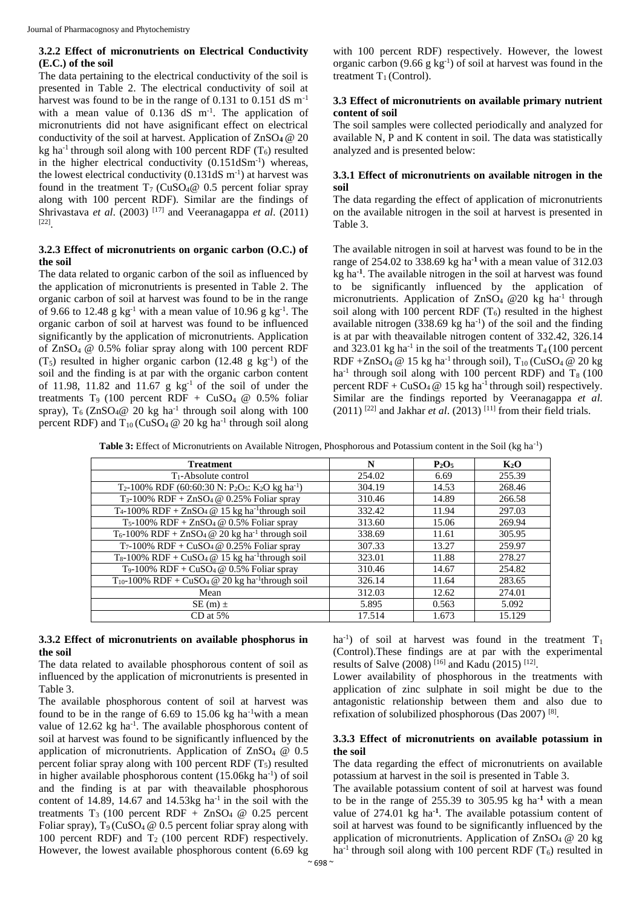### 3.2.2 Effect of micronutrients on Electrical Conductivity (E.C.) of the soil

The data pertaining to the electrical conductivity of the soil is presented in Table 2. The electrical conductivity of soil at harvest was found to be in the range of 0.131 to 0.151 dS $m^{-1}$ with a mean value of 0.136 dS $m^{-1}$. The application of micronutrients did not have asignificant effect on electrical conductivity of the soil at harvest. Application of $ZnSO_4$ @ 20 kg $ha^{-1}$ through soil along with 100 percent RDF ($T_6$) resulted in the higher electrical conductivity (0.151dS$m^{-1}$) whereas, the lowest electrical conductivity (0.131dS $m^{-1}$) at harvest was found in the treatment $T_7$ ($CuSO_4$@ 0.5 percent foliar spray along with 100 percent RDF). Similar are the findings of Shrivastava *et al*. (2003) [17] and Veeranagappa *et al*. (2011) [22].

### 3.2.3 Effect of micronutrients on organic carbon (O.C.) of the soil

The data related to organic carbon of the soil as influenced by the application of micronutrients is presented in Table 2. The organic carbon of soil at harvest was found to be in the range of 9.66 to 12.48 g $kg^{-1}$ with a mean value of 10.96 g $kg^{-1}$. The organic carbon of soil at harvest was found to be influenced significantly by the application of micronutrients. Application of $ZnSO_4$ @ 0.5% foliar spray along with 100 percent RDF ($T_5$) resulted in higher organic carbon (12.48 g $kg^{-1}$) of the soil and the finding is at par with the organic carbon content of 11.98, 11.82 and 11.67 g $kg^{-1}$ of the soil of under the treatments $T_9$ (100 percent RDF + $CuSO_4$ @ 0.5% foliar spray), $T_6$ ($ZnSO_4$@ 20 kg $ha^{-1}$ through soil along with 100 percent RDF) and $T_{10}$ ($CuSO_4$ @ 20 kg $ha^{-1}$ through soil along with 100 percent RDF) respectively. However, the lowest organic carbon (9.66 g $kg^{-1}$) of soil at harvest was found in the treatment $T_1$ (Control).

### 3.3 Effect of micronutrients on available primary nutrient content of soil

The soil samples were collected periodically and analyzed for available N, P and K content in soil. The data was statistically analyzed and is presented below:

### 3.3.1 Effect of micronutrients on available nitrogen in the soil

The data regarding the effect of application of micronutrients on the available nitrogen in the soil at harvest is presented in Table 3.

The available nitrogen in soil at harvest was found to be in the range of 254.02 to 338.69 kg $ha^{-1}$ with a mean value of 312.03 kg $ha^{-1}$. The available nitrogen in the soil at harvest was found to be significantly influenced by the application of micronutrients. Application of $ZnSO_4$ @20 kg $ha^{-1}$ through soil along with 100 percent RDF ($T_6$) resulted in the highest available nitrogen (338.69 kg $ha^{-1}$) of the soil and the finding is at par with theavailable nitrogen content of 332.42, 326.14 and 323.01 kg $ha^{-1}$ in the soil of the treatments $T_4$ (100 percent RDF +$ZnSO_4$ @ 15 kg $ha^{-1}$ through soil), $T_{10}$ ($CuSO_4$ @ 20 kg $ha^{-1}$ through soil along with 100 percent RDF) and $T_8$ (100 percent RDF + $CuSO_4$ @ 15 kg $ha^{-1}$ through soil) respectively. Similar are the findings reported by Veeranagappa *et al.* (2011) [22] and Jakhar *et al*. (2013) [11] from their field trials.

**Table 3:** Effect of Micronutrients on Available Nitrogen, Phosphorous and Potassium content in the Soil (kg $ha^{-1}$)

| Treatment | N | $P_2O_5$ | $K_2O$ |
|---|---|---|---|
| $T_1$-Absolute control | 254.02 | 6.69 | 255.39 |
| $T_2$-100% RDF (60:60:30 N: $P_2O_5$: $K_2O$ kg $ha^{-1}$) | 304.19 | 14.53 | 268.46 |
| $T_3$-100% RDF + $ZnSO_4$ @ 0.25% Foliar spray | 310.46 | 14.89 | 266.58 |
| $T_4$-100% RDF + $ZnSO_4$ @ 15 kg $ha^{-1}$through soil | 332.42 | 11.94 | 297.03 |
| $T_5$-100% RDF + $ZnSO_4$ @ 0.5% Foliar spray | 313.60 | 15.06 | 269.94 |
| $T_6$-100% RDF + $ZnSO_4$ @ 20 kg $ha^{-1}$ through soil | 338.69 | 11.61 | 305.95 |
| $T_7$-100% RDF + $CuSO_4$ @ 0.25% Foliar spray | 307.33 | 13.27 | 259.97 |
| $T_8$-100% RDF + $CuSO_4$ @ 15 kg $ha^{-1}$through soil | 323.01 | 11.88 | 278.27 |
| $T_9$-100% RDF + $CuSO_4$ @ 0.5% Foliar spray | 310.46 | 14.67 | 254.82 |
| $T_{10}$-100% RDF + $CuSO_4$ @ 20 kg $ha^{-1}$through soil | 326.14 | 11.64 | 283.65 |
| Mean | 312.03 | 12.62 | 274.01 |
| SE (m) ± | 5.895 | 0.563 | 5.092 |
| CD at 5% | 17.514 | 1.673 | 15.129 |

### 3.3.2 Effect of micronutrients on available phosphorus in the soil

The data related to available phosphorous content of soil as influenced by the application of micronutrients is presented in Table 3.

The available phosphorous content of soil at harvest was found to be in the range of 6.69 to 15.06 kg $ha^{-1}$with a mean value of 12.62 kg $ha^{-1}$. The available phosphorous content of soil at harvest was found to be significantly influenced by the application of micronutrients. Application of $ZnSO_4$ @ 0.5 percent foliar spray along with 100 percent RDF ($T_5$) resulted in higher available phosphorous content (15.06kg $ha^{-1}$) of soil and the finding is at par with theavailable phosphorous content of 14.89, 14.67 and 14.53kg $ha^{-1}$ in the soil with the treatments $T_3$ (100 percent RDF + $ZnSO_4$ @ 0.25 percent Foliar spray), $T_9$ ($CuSO_4$ @ 0.5 percent foliar spray along with 100 percent RDF) and $T_2$ (100 percent RDF) respectively. However, the lowest available phosphorous content (6.69 kg $ha^{-1}$) of soil at harvest was found in the treatment $T_1$ (Control).These findings are at par with the experimental results of Salve (2008) [16] and Kadu (2015) [12].

Lower availability of phosphorous in the treatments with application of zinc sulphate in soil might be due to the antagonistic relationship between them and also due to refixation of solubilized phosphorous (Das 2007) [8].

### 3.3.3 Effect of micronutrients on available potassium in the soil

The data regarding the effect of micronutrients on available potassium at harvest in the soil is presented in Table 3.

The available potassium content of soil at harvest was found to be in the range of 255.39 to 305.95 kg $ha^{-1}$ with a mean value of 274.01 kg $ha^{-1}$. The available potassium content of soil at harvest was found to be significantly influenced by the application of micronutrients. Application of $ZnSO_4$ @ 20 kg $ha^{-1}$ through soil along with 100 percent RDF ($T_6$) resulted in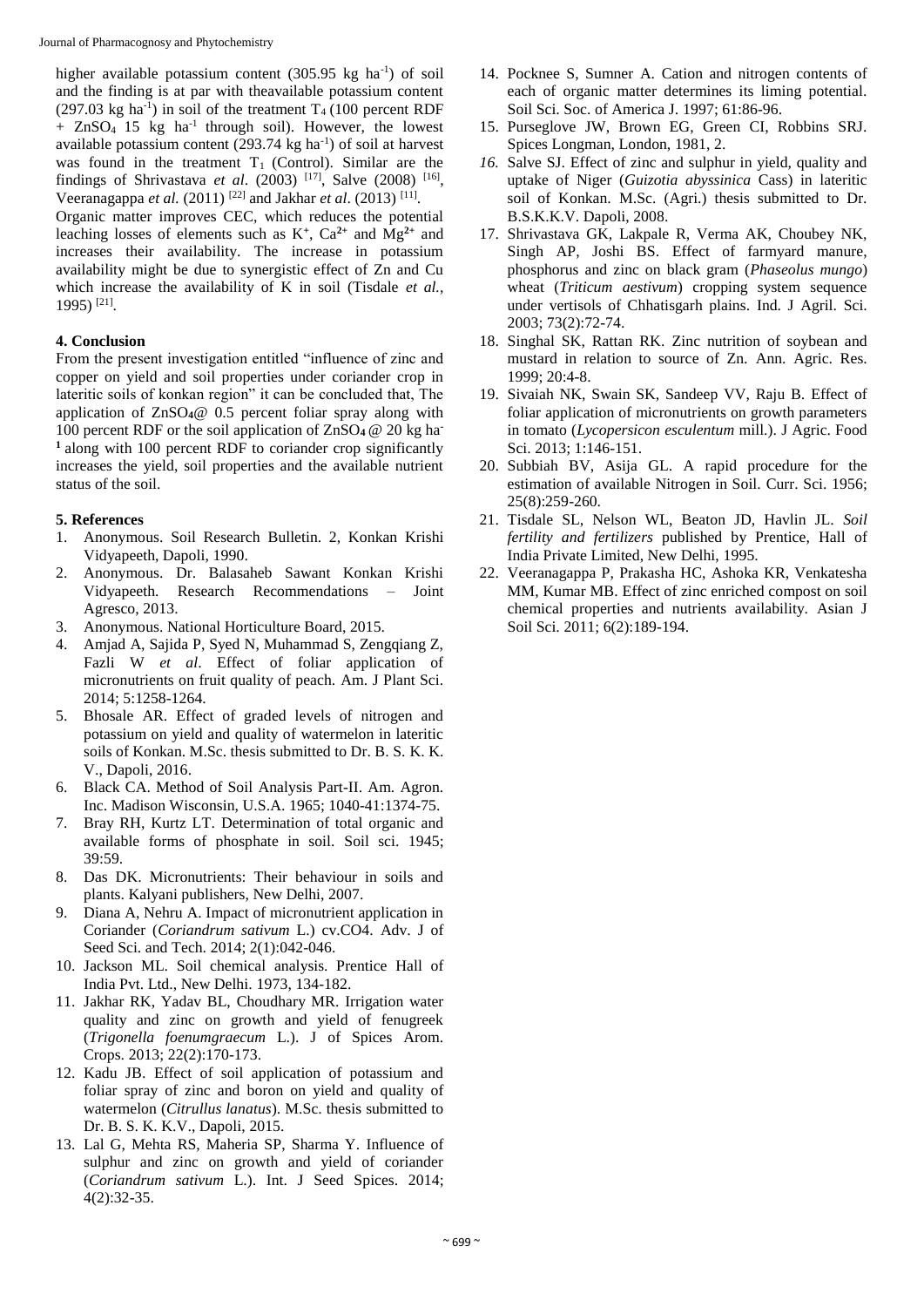higher available potassium content (305.95 kg $ha^{-1}$) of soil and the finding is at par with theavailable potassium content (297.03 kg $ha^{-1}$) in soil of the treatment $T_4$ (100 percent RDF + $ZnSO_4$ 15 kg $ha^{-1}$ through soil). However, the lowest available potassium content (293.74 kg $ha^{-1}$) of soil at harvest was found in the treatment $T_1$ (Control). Similar are the findings of Shrivastava *et al*. (2003) [17], Salve (2008) [16], Veeranagappa *et al.* (2011) [22] and Jakhar *et al*. (2013) [11].

Organic matter improves CEC, which reduces the potential leaching losses of elements such as $K^+$, $Ca^{2+}$ and $Mg^{2+}$ and increases their availability. The increase in potassium availability might be due to synergistic effect of Zn and Cu which increase the availability of K in soil (Tisdale *et al.*, 1995) [21].

## 4. Conclusion

From the present investigation entitled "influence of zinc and copper on yield and soil properties under coriander crop in lateritic soils of konkan region" it can be concluded that, The application of $ZnSO_4$@ 0.5 percent foliar spray along with 100 percent RDF or the soil application of $ZnSO_4$ @ 20 kg $ha^{-1}$ along with 100 percent RDF to coriander crop significantly increases the yield, soil properties and the available nutrient status of the soil.

## 5. References

1. Anonymous. Soil Research Bulletin. 2, Konkan Krishi Vidyapeeth, Dapoli, 1990.
2. Anonymous. Dr. Balasaheb Sawant Konkan Krishi Vidyapeeth. Research Recommendations – Joint Agresco, 2013.
3. Anonymous. National Horticulture Board, 2015.
4. Amjad A, Sajida P, Syed N, Muhammad S, Zengqiang Z, Fazli W *et al*. Effect of foliar application of micronutrients on fruit quality of peach. Am. J Plant Sci. 2014; 5:1258-1264.
5. Bhosale AR. Effect of graded levels of nitrogen and potassium on yield and quality of watermelon in lateritic soils of Konkan. M.Sc. thesis submitted to Dr. B. S. K. K. V., Dapoli, 2016.
6. Black CA. Method of Soil Analysis Part-II. Am. Agron. Inc. Madison Wisconsin, U.S.A. 1965; 1040-41:1374-75.
7. Bray RH, Kurtz LT. Determination of total organic and available forms of phosphate in soil. Soil sci. 1945; 39:59.
8. Das DK. Micronutrients: Their behaviour in soils and plants. Kalyani publishers, New Delhi, 2007.
9. Diana A, Nehru A. Impact of micronutrient application in Coriander (*Coriandrum sativum* L.) cv.CO4. Adv. J of Seed Sci. and Tech. 2014; 2(1):042-046.
10. Jackson ML. Soil chemical analysis. Prentice Hall of India Pvt. Ltd., New Delhi. 1973, 134-182.
11. Jakhar RK, Yadav BL, Choudhary MR. Irrigation water quality and zinc on growth and yield of fenugreek (*Trigonella foenumgraecum* L.). J of Spices Arom. Crops. 2013; 22(2):170-173.
12. Kadu JB. Effect of soil application of potassium and foliar spray of zinc and boron on yield and quality of watermelon (*Citrullus lanatus*). M.Sc. thesis submitted to Dr. B. S. K. K.V., Dapoli, 2015.
13. Lal G, Mehta RS, Maheria SP, Sharma Y. Influence of sulphur and zinc on growth and yield of coriander (*Coriandrum sativum* L.). Int. J Seed Spices. 2014; 4(2):32-35.
14. Pocknee S, Sumner A. Cation and nitrogen contents of each of organic matter determines its liming potential. Soil Sci. Soc. of America J. 1997; 61:86-96.
15. Purseglove JW, Brown EG, Green CI, Robbins SRJ. Spices Longman, London, 1981, 2.
16. Salve SJ. Effect of zinc and sulphur in yield, quality and uptake of Niger (*Guizotia abyssinica* Cass) in lateritic soil of Konkan. M.Sc. (Agri.) thesis submitted to Dr. B.S.K.K.V. Dapoli, 2008.
17. Shrivastava GK, Lakpale R, Verma AK, Choubey NK, Singh AP, Joshi BS. Effect of farmyard manure, phosphorus and zinc on black gram (*Phaseolus mungo*) wheat (*Triticum aestivum*) cropping system sequence under vertisols of Chhatisgarh plains. Ind. J Agril. Sci. 2003; 73(2):72-74.
18. Singhal SK, Rattan RK. Zinc nutrition of soybean and mustard in relation to source of Zn. Ann. Agric. Res. 1999; 20:4-8.
19. Sivaiah NK, Swain SK, Sandeep VV, Raju B. Effect of foliar application of micronutrients on growth parameters in tomato (*Lycopersicon esculentum* mill.). J Agric. Food Sci. 2013; 1:146-151.
20. Subbiah BV, Asija GL. A rapid procedure for the estimation of available Nitrogen in Soil. Curr. Sci. 1956; 25(8):259-260.
21. Tisdale SL, Nelson WL, Beaton JD, Havlin JL. *Soil fertility and fertilizers* published by Prentice, Hall of India Private Limited, New Delhi, 1995.
22. Veeranagappa P, Prakasha HC, Ashoka KR, Venkatesha MM, Kumar MB. Effect of zinc enriched compost on soil chemical properties and nutrients availability. Asian J Soil Sci. 2011; 6(2):189-194.